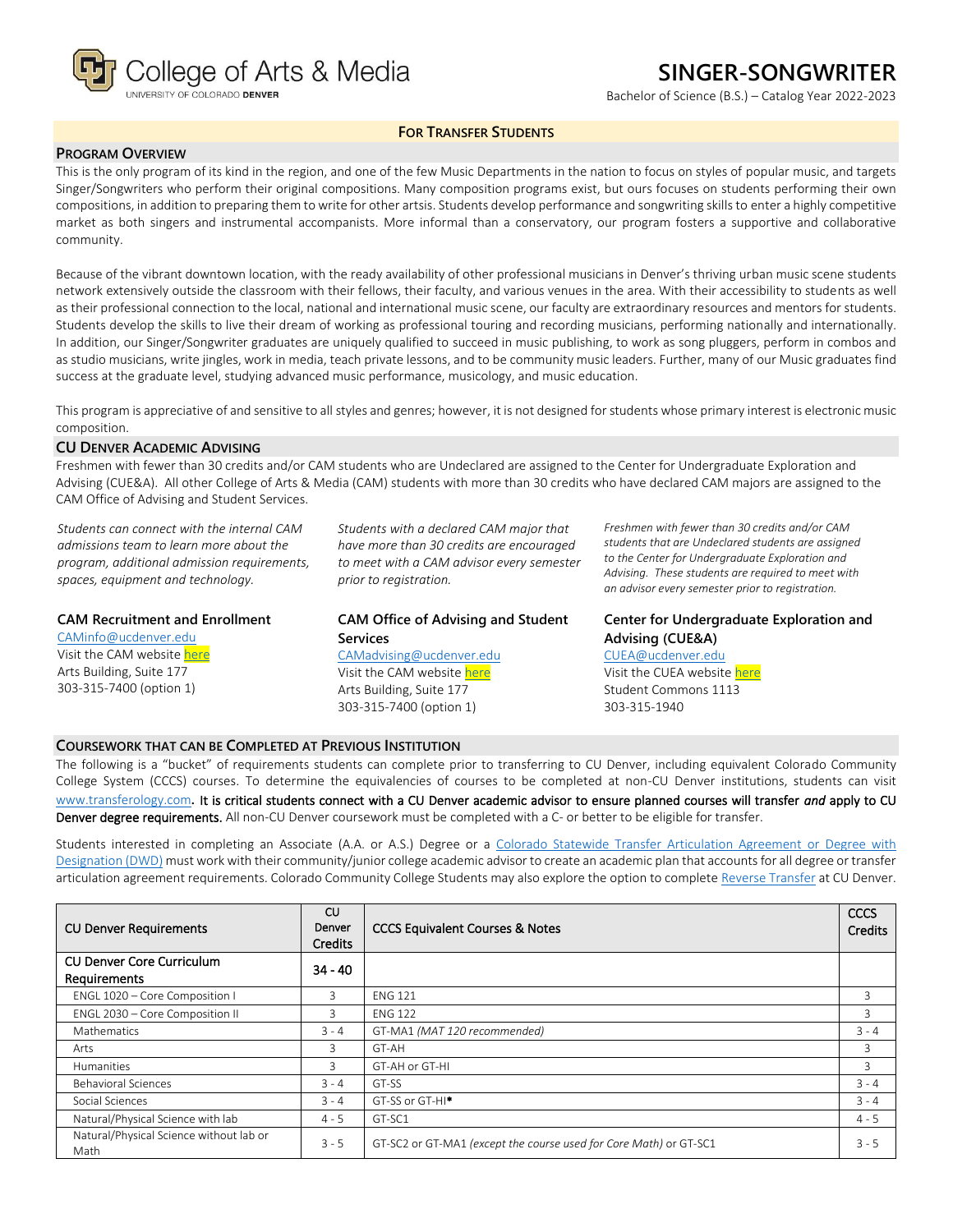College of Arts & Media
UNIVERSITY OF COLORADO DENVER

# SINGER-SONGWRITER

Bachelor of Science (B.S.) – Catalog Year 2022-2023

**FOR TRANSFER STUDENTS**

## PROGRAM OVERVIEW

This is the only program of its kind in the region, and one of the few Music Departments in the nation to focus on styles of popular music, and targets Singer/Songwriters who perform their original compositions. Many composition programs exist, but ours focuses on students performing their own compositions, in addition to preparing them to write for other artsis. Students develop performance and songwriting skills to enter a highly competitive market as both singers and instrumental accompanists. More informal than a conservatory, our program fosters a supportive and collaborative community.

Because of the vibrant downtown location, with the ready availability of other professional musicians in Denver's thriving urban music scene students network extensively outside the classroom with their fellows, their faculty, and various venues in the area. With their accessibility to students as well as their professional connection to the local, national and international music scene, our faculty are extraordinary resources and mentors for students. Students develop the skills to live their dream of working as professional touring and recording musicians, performing nationally and internationally. In addition, our Singer/Songwriter graduates are uniquely qualified to succeed in music publishing, to work as song pluggers, perform in combos and as studio musicians, write jingles, work in media, teach private lessons, and to be community music leaders. Further, many of our Music graduates find success at the graduate level, studying advanced music performance, musicology, and music education.

This program is appreciative of and sensitive to all styles and genres; however, it is not designed for students whose primary interest is electronic music composition.

## CU DENVER ACADEMIC ADVISING

Freshmen with fewer than 30 credits and/or CAM students who are Undeclared are assigned to the Center for Undergraduate Exploration and Advising (CUE&A). All other College of Arts & Media (CAM) students with more than 30 credits who have declared CAM majors are assigned to the CAM Office of Advising and Student Services.

*Students can connect with the internal CAM admissions team to learn more about the program, additional admission requirements, spaces, equipment and technology.*

### CAM Recruitment and Enrollment

CAMinfo@ucdenver.edu
Visit the CAM website here
Arts Building, Suite 177
303-315-7400 (option 1)

*Students with a declared CAM major that have more than 30 credits are encouraged to meet with a CAM advisor every semester prior to registration.*

### CAM Office of Advising and Student Services

CAMadvising@ucdenver.edu
Visit the CAM website here
Arts Building, Suite 177
303-315-7400 (option 1)

*Freshmen with fewer than 30 credits and/or CAM students that are Undeclared students are assigned to the Center for Undergraduate Exploration and Advising. These students are required to meet with an advisor every semester prior to registration.*

### Center for Undergraduate Exploration and Advising (CUE&A)

CUEA@ucdenver.edu
Visit the CUEA website here
Student Commons 1113
303-315-1940

## COURSEWORK THAT CAN BE COMPLETED AT PREVIOUS INSTITUTION

The following is a "bucket" of requirements students can complete prior to transferring to CU Denver, including equivalent Colorado Community College System (CCCS) courses. To determine the equivalencies of courses to be completed at non-CU Denver institutions, students can visit www.transferology.com**. It is critical students connect with a CU Denver academic advisor to ensure planned courses will transfer *and* apply to CU Denver degree requirements.** All non-CU Denver coursework must be completed with a C- or better to be eligible for transfer.

Students interested in completing an Associate (A.A. or A.S.) Degree or a Colorado Statewide Transfer Articulation Agreement or Degree with Designation (DWD) must work with their community/junior college academic advisor to create an academic plan that accounts for all degree or transfer articulation agreement requirements. Colorado Community College Students may also explore the option to complete Reverse Transfer at CU Denver.

| CU Denver Requirements | CU Denver Credits | CCCS Equivalent Courses & Notes | CCCS Credits |
|---|---|---|---|
| **CU Denver Core Curriculum Requirements** | 34 - 40 | | |
| ENGL 1020 – Core Composition I | 3 | ENG 121 | 3 |
| ENGL 2030 – Core Composition II | 3 | ENG 122 | 3 |
| Mathematics | 3 - 4 | GT-MA1 *(MAT 120 recommended)* | 3 - 4 |
| Arts | 3 | GT-AH | 3 |
| Humanities | 3 | GT-AH or GT-HI | 3 |
| Behavioral Sciences | 3 - 4 | GT-SS | 3 - 4 |
| Social Sciences | 3 - 4 | GT-SS or GT-HI* | 3 - 4 |
| Natural/Physical Science with lab | 4 - 5 | GT-SC1 | 4 - 5 |
| Natural/Physical Science without lab or Math | 3 - 5 | GT-SC2 or GT-MA1 *(except the course used for Core Math)* or GT-SC1 | 3 - 5 |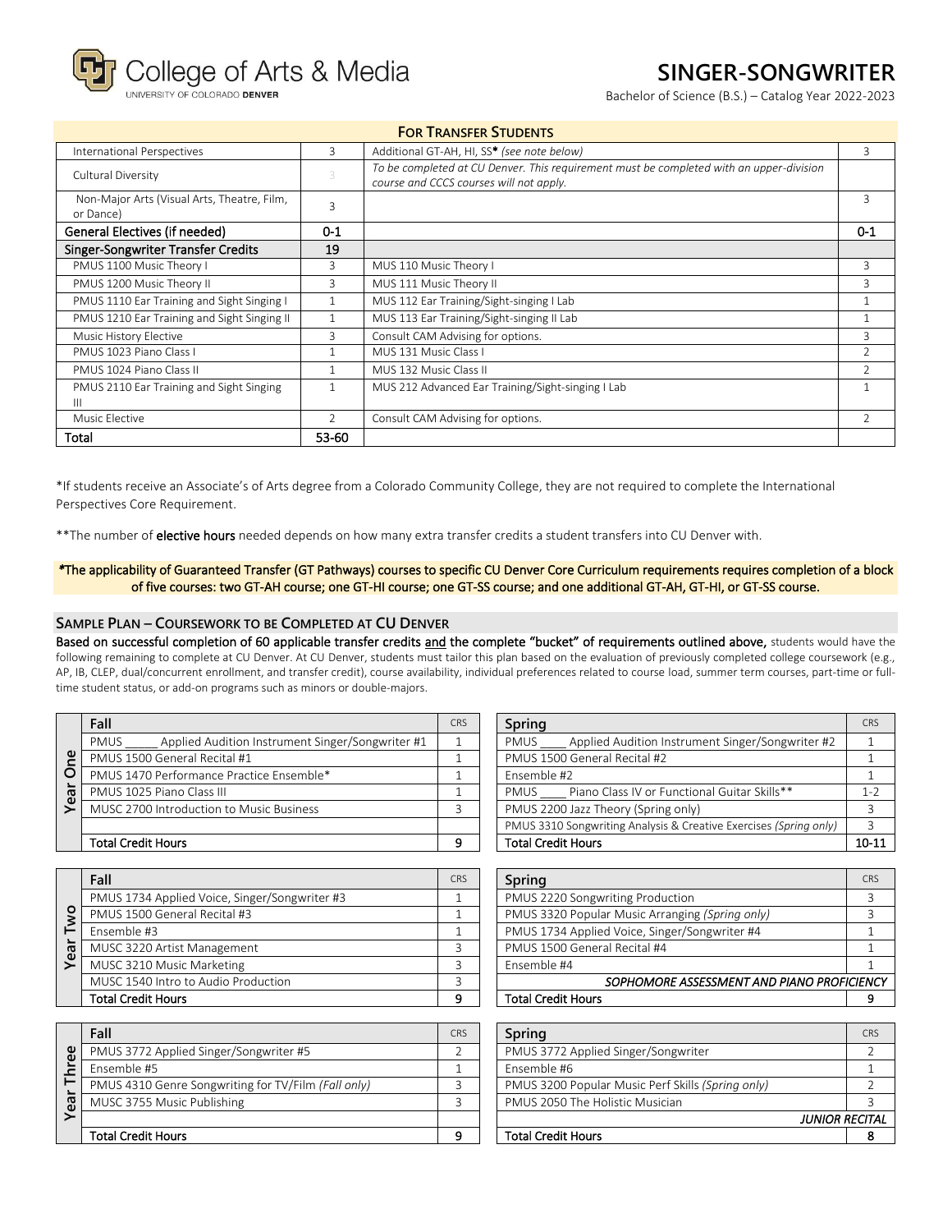# SINGER-SONGWRITER

Bachelor of Science (B.S.) – Catalog Year 2022-2023

| FOR TRANSFER STUDENTS | | | |
|---|---|---|---|
| International Perspectives | 3 | Additional GT-AH, HI, SS* *(see note below)* | 3 |
| Cultural Diversity | 3 | *To be completed at CU Denver. This requirement must be completed with an upper-division course and CCCS courses will not apply.* | |
| Non-Major Arts (Visual Arts, Theatre, Film, or Dance) | 3 | | 3 |
| General Electives (if needed) | 0-1 | | 0-1 |
| Singer-Songwriter Transfer Credits | 19 | | |
| PMUS 1100 Music Theory I | 3 | MUS 110 Music Theory I | 3 |
| PMUS 1200 Music Theory II | 3 | MUS 111 Music Theory II | 3 |
| PMUS 1110 Ear Training and Sight Singing I | 1 | MUS 112 Ear Training/Sight-singing I Lab | 1 |
| PMUS 1210 Ear Training and Sight Singing II | 1 | MUS 113 Ear Training/Sight-singing II Lab | 1 |
| Music History Elective | 3 | Consult CAM Advising for options. | 3 |
| PMUS 1023 Piano Class I | 1 | MUS 131 Music Class I | 2 |
| PMUS 1024 Piano Class II | 1 | MUS 132 Music Class II | 2 |
| PMUS 2110 Ear Training and Sight Singing III | 1 | MUS 212 Advanced Ear Training/Sight-singing I Lab | 1 |
| Music Elective | 2 | Consult CAM Advising for options. | 2 |
| **Total** | **53-60** | | |

*If students receive an Associate's of Arts degree from a Colorado Community College, they are not required to complete the International Perspectives Core Requirement.

**The number of **elective hours** needed depends on how many extra transfer credits a student transfers into CU Denver with.

*The applicability of Guaranteed Transfer (GT Pathways) courses to specific CU Denver Core Curriculum requirements requires completion of a block of five courses: two GT-AH course; one GT-HI course; one GT-SS course; and one additional GT-AH, GT-HI, or GT-SS course.

## SAMPLE PLAN – COURSEWORK TO BE COMPLETED AT CU DENVER

**Based on successful completion of 60 applicable transfer credits and the complete "bucket" of requirements outlined above,** students would have the following remaining to complete at CU Denver. At CU Denver, students must tailor this plan based on the evaluation of previously completed college coursework (e.g., AP, IB, CLEP, dual/concurrent enrollment, and transfer credit), course availability, individual preferences related to course load, summer term courses, part-time or full-time student status, or add-on programs such as minors or double-majors.

### Year One

| Fall | CRS |
|---|---|
| PMUS _____ Applied Audition Instrument Singer/Songwriter #1 | 1 |
| PMUS 1500 General Recital #1 | 1 |
| PMUS 1470 Performance Practice Ensemble* | 1 |
| PMUS 1025 Piano Class III | 1 |
| MUSC 2700 Introduction to Music Business | 3 |
| | |
| **Total Credit Hours** | **9** |

| Spring | CRS |
|---|---|
| PMUS ____ Applied Audition Instrument Singer/Songwriter #2 | 1 |
| PMUS 1500 General Recital #2 | 1 |
| Ensemble #2 | 1 |
| PMUS ____ Piano Class IV or Functional Guitar Skills** | 1-2 |
| PMUS 2200 Jazz Theory (Spring only) | 3 |
| PMUS 3310 Songwriting Analysis & Creative Exercises *(Spring only)* | 3 |
| **Total Credit Hours** | **10-11** |

### Year Two

| Fall | CRS |
|---|---|
| PMUS 1734 Applied Voice, Singer/Songwriter #3 | 1 |
| PMUS 1500 General Recital #3 | 1 |
| Ensemble #3 | 1 |
| MUSC 3220 Artist Management | 3 |
| MUSC 3210 Music Marketing | 3 |
| MUSC 1540 Intro to Audio Production | 3 |
| **Total Credit Hours** | **9** |

| Spring | CRS |
|---|---|
| PMUS 2220 Songwriting Production | 3 |
| PMUS 3320 Popular Music Arranging *(Spring only)* | 3 |
| PMUS 1734 Applied Voice, Singer/Songwriter #4 | 1 |
| PMUS 1500 General Recital #4 | 1 |
| Ensemble #4 | 1 |
| *SOPHOMORE ASSESSMENT AND PIANO PROFICIENCY* | |
| **Total Credit Hours** | **9** |

### Year Three

| Fall | CRS |
|---|---|
| PMUS 3772 Applied Singer/Songwriter #5 | 2 |
| Ensemble #5 | 1 |
| PMUS 4310 Genre Songwriting for TV/Film *(Fall only)* | 3 |
| MUSC 3755 Music Publishing | 3 |
| | |
| **Total Credit Hours** | **9** |

| Spring | CRS |
|---|---|
| PMUS 3772 Applied Singer/Songwriter | 2 |
| Ensemble #6 | 1 |
| PMUS 3200 Popular Music Perf Skills *(Spring only)* | 2 |
| PMUS 2050 The Holistic Musician | 3 |
| *JUNIOR RECITAL* | |
| **Total Credit Hours** | **8** |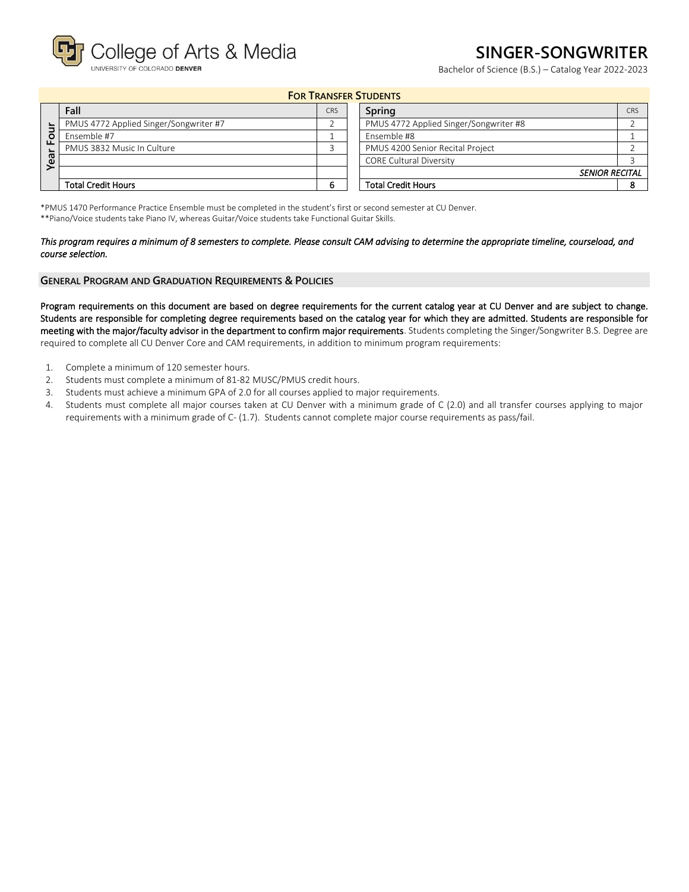# SINGER-SONGWRITER

Bachelor of Science (B.S.) – Catalog Year 2022-2023

## For Transfer Students

| | Fall | CRS | Spring | CRS |
|---|---|---|---|---|
| Year Four | PMUS 4772 Applied Singer/Songwriter #7 | 2 | PMUS 4772 Applied Singer/Songwriter #8 | 2 |
| | Ensemble #7 | 1 | Ensemble #8 | 1 |
| | PMUS 3832 Music In Culture | 3 | PMUS 4200 Senior Recital Project | 2 |
| | | | CORE Cultural Diversity | 3 |
| | | | *SENIOR RECITAL* | |
| | Total Credit Hours | 6 | Total Credit Hours | 8 |

*PMUS 1470 Performance Practice Ensemble must be completed in the student's first or second semester at CU Denver.

**Piano/Voice students take Piano IV, whereas Guitar/Voice students take Functional Guitar Skills.

*This program requires a minimum of 8 semesters to complete. Please consult CAM advising to determine the appropriate timeline, courseload, and course selection.*

## General Program and Graduation Requirements & Policies

**Program requirements on this document are based on degree requirements for the current catalog year at CU Denver and are subject to change. Students are responsible for completing degree requirements based on the catalog year for which they are admitted. Students are responsible for meeting with the major/faculty advisor in the department to confirm major requirements**. Students completing the Singer/Songwriter B.S. Degree are required to complete all CU Denver Core and CAM requirements, in addition to minimum program requirements:

1. Complete a minimum of 120 semester hours.
2. Students must complete a minimum of 81-82 MUSC/PMUS credit hours.
3. Students must achieve a minimum GPA of 2.0 for all courses applied to major requirements.
4. Students must complete all major courses taken at CU Denver with a minimum grade of C (2.0) and all transfer courses applying to major requirements with a minimum grade of C- (1.7). Students cannot complete major course requirements as pass/fail.